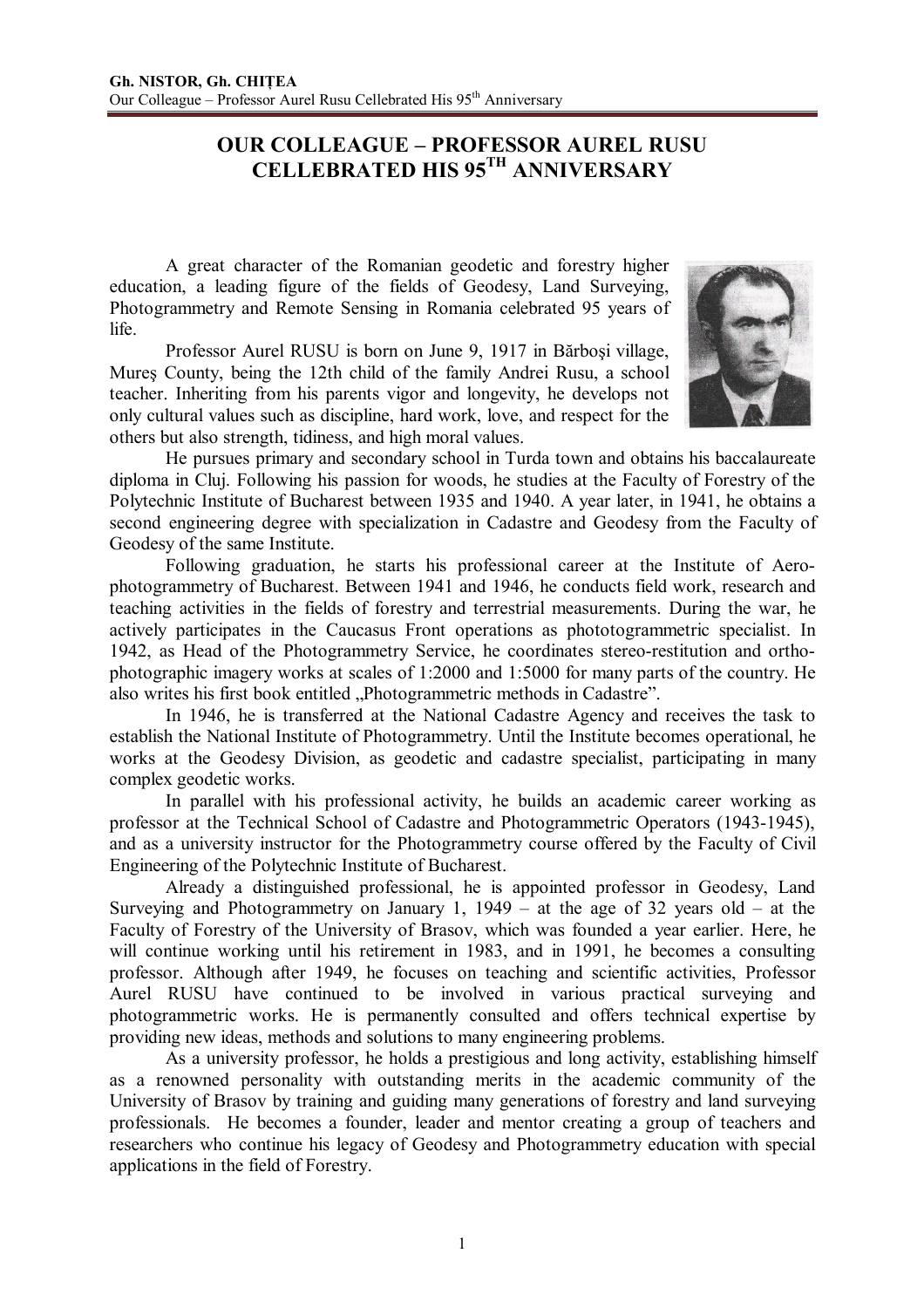# OUR COLLEAGUE – PROFESSOR AUREL RUSU CELLEBRATED HIS 95TH ANNIVERSARY

A great character of the Romanian geodetic and forestry higher education, a leading figure of the fields of Geodesy, Land Surveying, Photogrammetry and Remote Sensing in Romania celebrated 95 years of life.

Professor Aurel RUSU is born on June 9, 1917 in Bărboşi village, Mureş County, being the 12th child of the family Andrei Rusu, a school teacher. Inheriting from his parents vigor and longevity, he develops not only cultural values such as discipline, hard work, love, and respect for the others but also strength, tidiness, and high moral values.

He pursues primary and secondary school in Turda town and obtains his baccalaureate diploma in Cluj. Following his passion for woods, he studies at the Faculty of Forestry of the Polytechnic Institute of Bucharest between 1935 and 1940. A year later, in 1941, he obtains a second engineering degree with specialization in Cadastre and Geodesy from the Faculty of Geodesy of the same Institute.

Following graduation, he starts his professional career at the Institute of Aero-photogrammetry of Bucharest. Between 1941 and 1946, he conducts field work, research and teaching activities in the fields of forestry and terrestrial measurements. During the war, he actively participates in the Caucasus Front operations as phototogrammetric specialist. In 1942, as Head of the Photogrammetry Service, he coordinates stereo-restitution and ortho-photographic imagery works at scales of 1:2000 and 1:5000 for many parts of the country. He also writes his first book entitled „Photogrammetric methods in Cadastre".

In 1946, he is transferred at the National Cadastre Agency and receives the task to establish the National Institute of Photogrammetry. Until the Institute becomes operational, he works at the Geodesy Division, as geodetic and cadastre specialist, participating in many complex geodetic works.

In parallel with his professional activity, he builds an academic career working as professor at the Technical School of Cadastre and Photogrammetric Operators (1943-1945), and as a university instructor for the Photogrammetry course offered by the Faculty of Civil Engineering of the Polytechnic Institute of Bucharest.

Already a distinguished professional, he is appointed professor in Geodesy, Land Surveying and Photogrammetry on January 1, 1949 – at the age of 32 years old – at the Faculty of Forestry of the University of Brasov, which was founded a year earlier. Here, he will continue working until his retirement in 1983, and in 1991, he becomes a consulting professor. Although after 1949, he focuses on teaching and scientific activities, Professor Aurel RUSU have continued to be involved in various practical surveying and photogrammetric works. He is permanently consulted and offers technical expertise by providing new ideas, methods and solutions to many engineering problems.

As a university professor, he holds a prestigious and long activity, establishing himself as a renowned personality with outstanding merits in the academic community of the University of Brasov by training and guiding many generations of forestry and land surveying professionals. He becomes a founder, leader and mentor creating a group of teachers and researchers who continue his legacy of Geodesy and Photogrammetry education with special applications in the field of Forestry.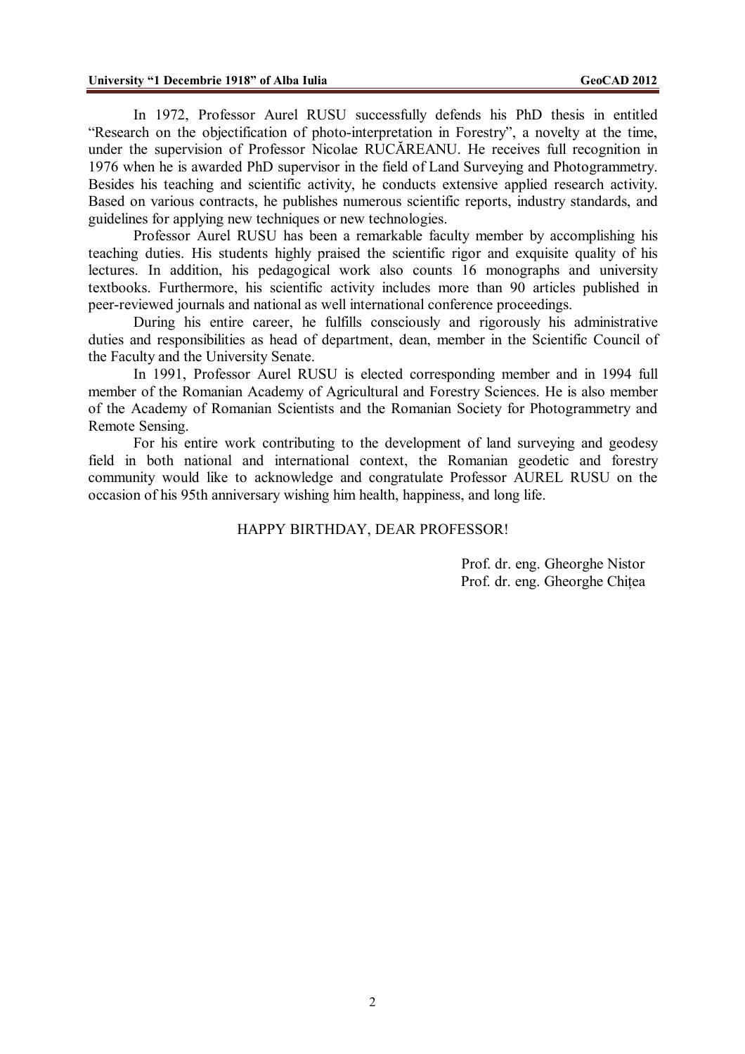In 1972, Professor Aurel RUSU successfully defends his PhD thesis in entitled "Research on the objectification of photo-interpretation in Forestry", a novelty at the time, under the supervision of Professor Nicolae RUCĂREANU. He receives full recognition in 1976 when he is awarded PhD supervisor in the field of Land Surveying and Photogrammetry. Besides his teaching and scientific activity, he conducts extensive applied research activity. Based on various contracts, he publishes numerous scientific reports, industry standards, and guidelines for applying new techniques or new technologies.

Professor Aurel RUSU has been a remarkable faculty member by accomplishing his teaching duties. His students highly praised the scientific rigor and exquisite quality of his lectures. In addition, his pedagogical work also counts 16 monographs and university textbooks. Furthermore, his scientific activity includes more than 90 articles published in peer-reviewed journals and national as well international conference proceedings.

During his entire career, he fulfills consciously and rigorously his administrative duties and responsibilities as head of department, dean, member in the Scientific Council of the Faculty and the University Senate.

In 1991, Professor Aurel RUSU is elected corresponding member and in 1994 full member of the Romanian Academy of Agricultural and Forestry Sciences. He is also member of the Academy of Romanian Scientists and the Romanian Society for Photogrammetry and Remote Sensing.

For his entire work contributing to the development of land surveying and geodesy field in both national and international context, the Romanian geodetic and forestry community would like to acknowledge and congratulate Professor AUREL RUSU on the occasion of his 95th anniversary wishing him health, happiness, and long life.

HAPPY BIRTHDAY, DEAR PROFESSOR!

Prof. dr. eng. Gheorghe Nistor
Prof. dr. eng. Gheorghe Chițea